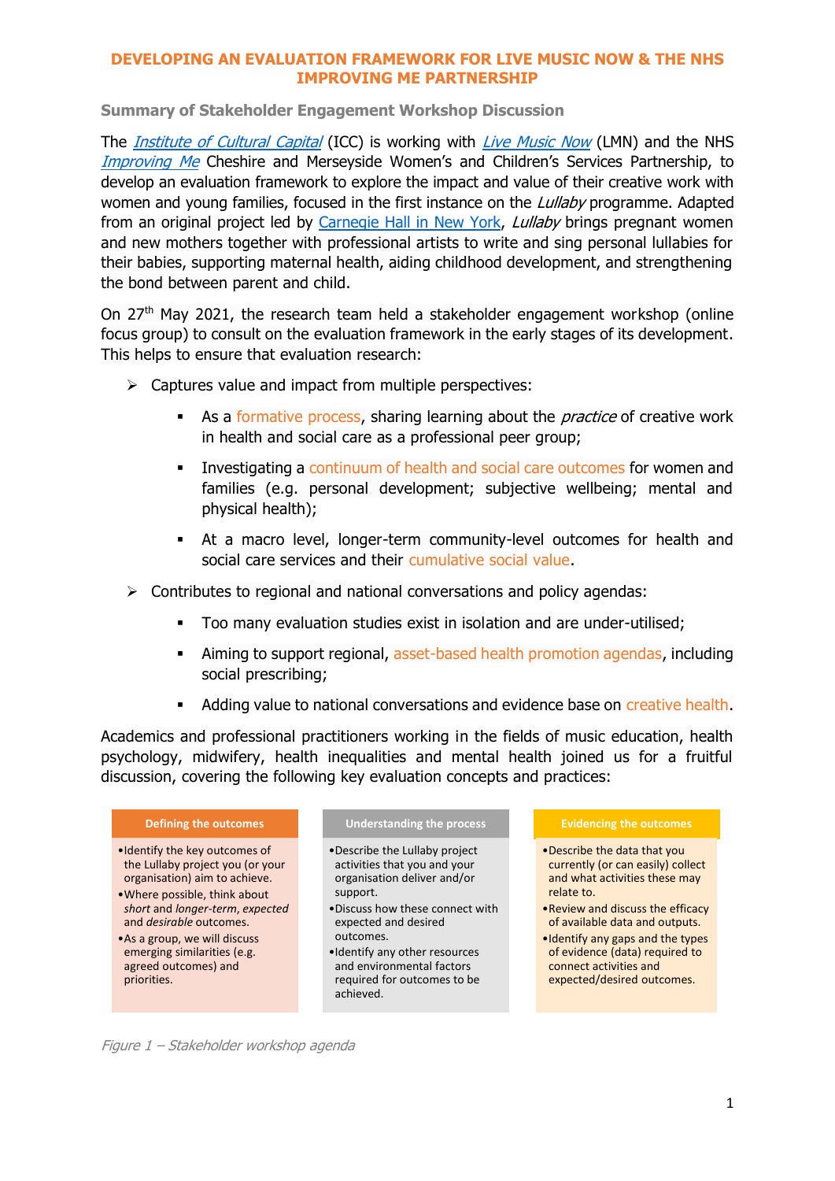# DEVELOPING AN EVALUATION FRAMEWORK FOR LIVE MUSIC NOW & THE NHS IMPROVING ME PARTNERSHIP

## Summary of Stakeholder Engagement Workshop Discussion

The *Institute of Cultural Capital* (ICC) is working with *Live Music Now* (LMN) and the NHS *Improving Me* Cheshire and Merseyside Women's and Children's Services Partnership, to develop an evaluation framework to explore the impact and value of their creative work with women and young families, focused in the first instance on the *Lullaby* programme. Adapted from an original project led by Carnegie Hall in New York, *Lullaby* brings pregnant women and new mothers together with professional artists to write and sing personal lullabies for their babies, supporting maternal health, aiding childhood development, and strengthening the bond between parent and child.

On 27th May 2021, the research team held a stakeholder engagement workshop (online focus group) to consult on the evaluation framework in the early stages of its development. This helps to ensure that evaluation research:

- Captures value and impact from multiple perspectives:
  - As a formative process, sharing learning about the *practice* of creative work in health and social care as a professional peer group;
  - Investigating a continuum of health and social care outcomes for women and families (e.g. personal development; subjective wellbeing; mental and physical health);
  - At a macro level, longer-term community-level outcomes for health and social care services and their cumulative social value.
- Contributes to regional and national conversations and policy agendas:
  - Too many evaluation studies exist in isolation and are under-utilised;
  - Aiming to support regional, asset-based health promotion agendas, including social prescribing;
  - Adding value to national conversations and evidence base on creative health.

Academics and professional practitioners working in the fields of music education, health psychology, midwifery, health inequalities and mental health joined us for a fruitful discussion, covering the following key evaluation concepts and practices:

| Defining the outcomes | Understanding the process | Evidencing the outcomes |
|---|---|---|
| • Identify the key outcomes of the Lullaby project you (or your organisation) aim to achieve.<br>• Where possible, think about *short* and *longer-term*, *expected* and *desirable* outcomes.<br>• As a group, we will discuss emerging similarities (e.g. agreed outcomes) and priorities. | • Describe the Lullaby project activities that you and your organisation deliver and/or support.<br>• Discuss how these connect with expected and desired outcomes.<br>• Identify any other resources and environmental factors required for outcomes to be achieved. | • Describe the data that you currently (or can easily) collect and what activities these may relate to.<br>• Review and discuss the efficacy of available data and outputs.<br>• Identify any gaps and the types of evidence (data) required to connect activities and expected/desired outcomes. |

*Figure 1 – Stakeholder workshop agenda*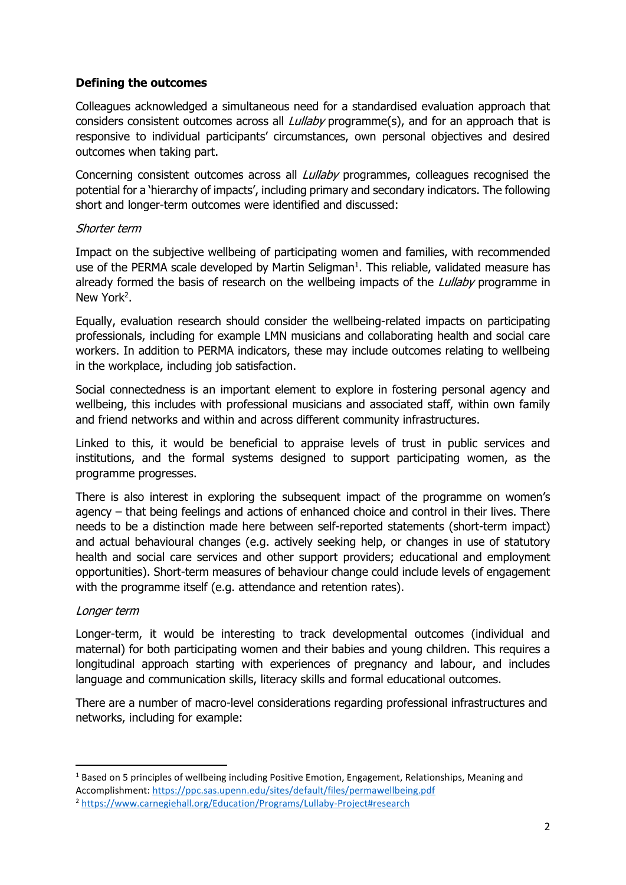**Defining the outcomes**

Colleagues acknowledged a simultaneous need for a standardised evaluation approach that considers consistent outcomes across all *Lullaby* programme(s), and for an approach that is responsive to individual participants' circumstances, own personal objectives and desired outcomes when taking part.

Concerning consistent outcomes across all *Lullaby* programmes, colleagues recognised the potential for a 'hierarchy of impacts', including primary and secondary indicators. The following short and longer-term outcomes were identified and discussed:

*Shorter term*

Impact on the subjective wellbeing of participating women and families, with recommended use of the PERMA scale developed by Martin Seligman[1]. This reliable, validated measure has already formed the basis of research on the wellbeing impacts of the *Lullaby* programme in New York[2].

Equally, evaluation research should consider the wellbeing-related impacts on participating professionals, including for example LMN musicians and collaborating health and social care workers. In addition to PERMA indicators, these may include outcomes relating to wellbeing in the workplace, including job satisfaction.

Social connectedness is an important element to explore in fostering personal agency and wellbeing, this includes with professional musicians and associated staff, within own family and friend networks and within and across different community infrastructures.

Linked to this, it would be beneficial to appraise levels of trust in public services and institutions, and the formal systems designed to support participating women, as the programme progresses.

There is also interest in exploring the subsequent impact of the programme on women's agency – that being feelings and actions of enhanced choice and control in their lives. There needs to be a distinction made here between self-reported statements (short-term impact) and actual behavioural changes (e.g. actively seeking help, or changes in use of statutory health and social care services and other support providers; educational and employment opportunities). Short-term measures of behaviour change could include levels of engagement with the programme itself (e.g. attendance and retention rates).

*Longer term*

Longer-term, it would be interesting to track developmental outcomes (individual and maternal) for both participating women and their babies and young children. This requires a longitudinal approach starting with experiences of pregnancy and labour, and includes language and communication skills, literacy skills and formal educational outcomes.

There are a number of macro-level considerations regarding professional infrastructures and networks, including for example:

---

[1] Based on 5 principles of wellbeing including Positive Emotion, Engagement, Relationships, Meaning and Accomplishment: https://ppc.sas.upenn.edu/sites/default/files/permawellbeing.pdf

[2] https://www.carnegiehall.org/Education/Programs/Lullaby-Project#research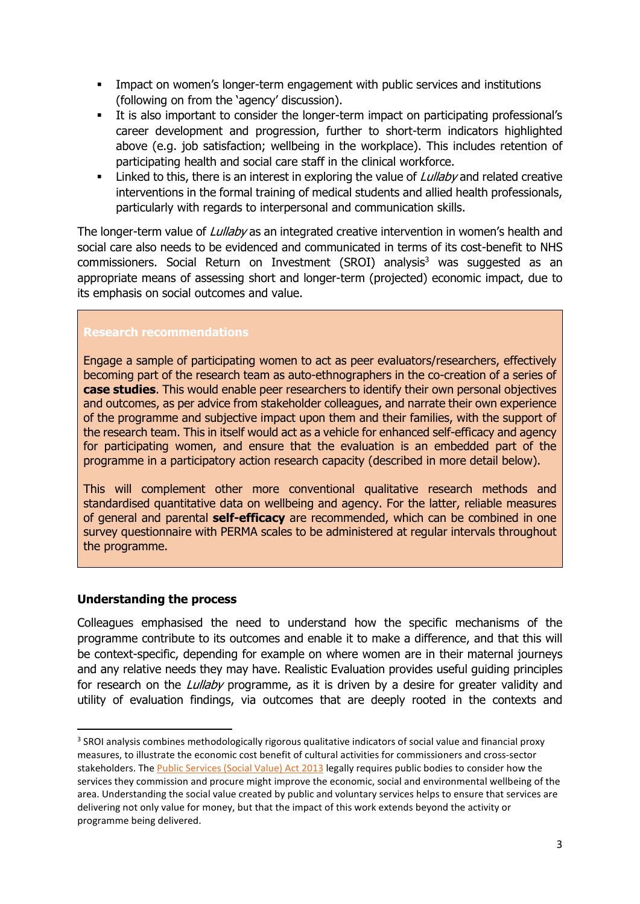- Impact on women's longer-term engagement with public services and institutions (following on from the 'agency' discussion).
- It is also important to consider the longer-term impact on participating professional's career development and progression, further to short-term indicators highlighted above (e.g. job satisfaction; wellbeing in the workplace). This includes retention of participating health and social care staff in the clinical workforce.
- Linked to this, there is an interest in exploring the value of *Lullaby* and related creative interventions in the formal training of medical students and allied health professionals, particularly with regards to interpersonal and communication skills.

The longer-term value of *Lullaby* as an integrated creative intervention in women's health and social care also needs to be evidenced and communicated in terms of its cost-benefit to NHS commissioners. Social Return on Investment (SROI) analysis[3] was suggested as an appropriate means of assessing short and longer-term (projected) economic impact, due to its emphasis on social outcomes and value.

**Research recommendations**

Engage a sample of participating women to act as peer evaluators/researchers, effectively becoming part of the research team as auto-ethnographers in the co-creation of a series of **case studies**. This would enable peer researchers to identify their own personal objectives and outcomes, as per advice from stakeholder colleagues, and narrate their own experience of the programme and subjective impact upon them and their families, with the support of the research team. This in itself would act as a vehicle for enhanced self-efficacy and agency for participating women, and ensure that the evaluation is an embedded part of the programme in a participatory action research capacity (described in more detail below).

This will complement other more conventional qualitative research methods and standardised quantitative data on wellbeing and agency. For the latter, reliable measures of general and parental **self-efficacy** are recommended, which can be combined in one survey questionnaire with PERMA scales to be administered at regular intervals throughout the programme.

### Understanding the process

Colleagues emphasised the need to understand how the specific mechanisms of the programme contribute to its outcomes and enable it to make a difference, and that this will be context-specific, depending for example on where women are in their maternal journeys and any relative needs they may have. Realistic Evaluation provides useful guiding principles for research on the *Lullaby* programme, as it is driven by a desire for greater validity and utility of evaluation findings, via outcomes that are deeply rooted in the contexts and

---

[3] SROI analysis combines methodologically rigorous qualitative indicators of social value and financial proxy measures, to illustrate the economic cost benefit of cultural activities for commissioners and cross-sector stakeholders. The Public Services (Social Value) Act 2013 legally requires public bodies to consider how the services they commission and procure might improve the economic, social and environmental wellbeing of the area. Understanding the social value created by public and voluntary services helps to ensure that services are delivering not only value for money, but that the impact of this work extends beyond the activity or programme being delivered.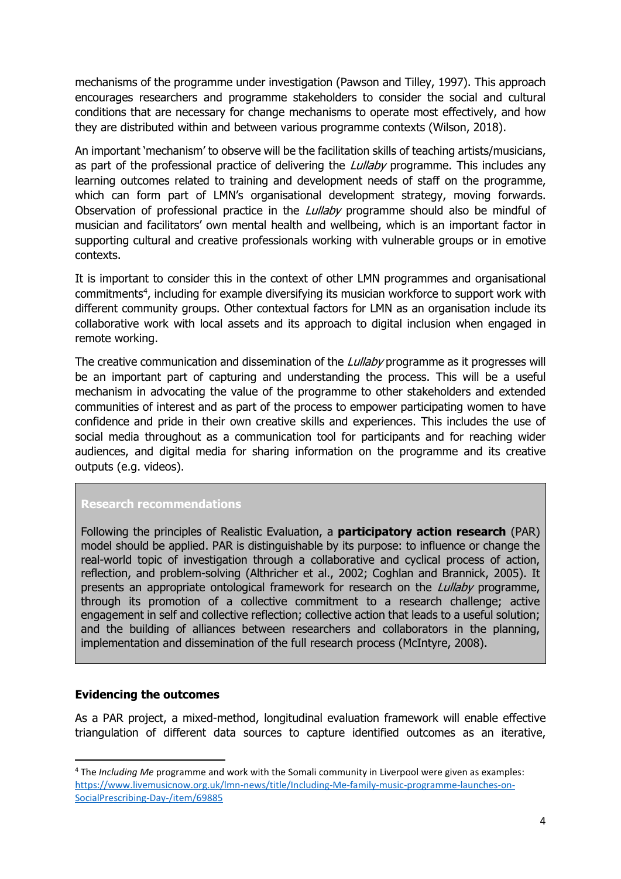mechanisms of the programme under investigation (Pawson and Tilley, 1997). This approach encourages researchers and programme stakeholders to consider the social and cultural conditions that are necessary for change mechanisms to operate most effectively, and how they are distributed within and between various programme contexts (Wilson, 2018).

An important 'mechanism' to observe will be the facilitation skills of teaching artists/musicians, as part of the professional practice of delivering the *Lullaby* programme. This includes any learning outcomes related to training and development needs of staff on the programme, which can form part of LMN's organisational development strategy, moving forwards. Observation of professional practice in the *Lullaby* programme should also be mindful of musician and facilitators' own mental health and wellbeing, which is an important factor in supporting cultural and creative professionals working with vulnerable groups or in emotive contexts.

It is important to consider this in the context of other LMN programmes and organisational commitments[4], including for example diversifying its musician workforce to support work with different community groups. Other contextual factors for LMN as an organisation include its collaborative work with local assets and its approach to digital inclusion when engaged in remote working.

The creative communication and dissemination of the *Lullaby* programme as it progresses will be an important part of capturing and understanding the process. This will be a useful mechanism in advocating the value of the programme to other stakeholders and extended communities of interest and as part of the process to empower participating women to have confidence and pride in their own creative skills and experiences. This includes the use of social media throughout as a communication tool for participants and for reaching wider audiences, and digital media for sharing information on the programme and its creative outputs (e.g. videos).

> **Research recommendations**
>
> Following the principles of Realistic Evaluation, a **participatory action research** (PAR) model should be applied. PAR is distinguishable by its purpose: to influence or change the real-world topic of investigation through a collaborative and cyclical process of action, reflection, and problem-solving (Althricher et al., 2002; Coghlan and Brannick, 2005). It presents an appropriate ontological framework for research on the *Lullaby* programme, through its promotion of a collective commitment to a research challenge; active engagement in self and collective reflection; collective action that leads to a useful solution; and the building of alliances between researchers and collaborators in the planning, implementation and dissemination of the full research process (McIntyre, 2008).

**Evidencing the outcomes**

As a PAR project, a mixed-method, longitudinal evaluation framework will enable effective triangulation of different data sources to capture identified outcomes as an iterative,

---

[4] The *Including Me* programme and work with the Somali community in Liverpool were given as examples: https://www.livemusicnow.org.uk/lmn-news/title/Including-Me-family-music-programme-launches-on-SocialPrescribing-Day-/item/69885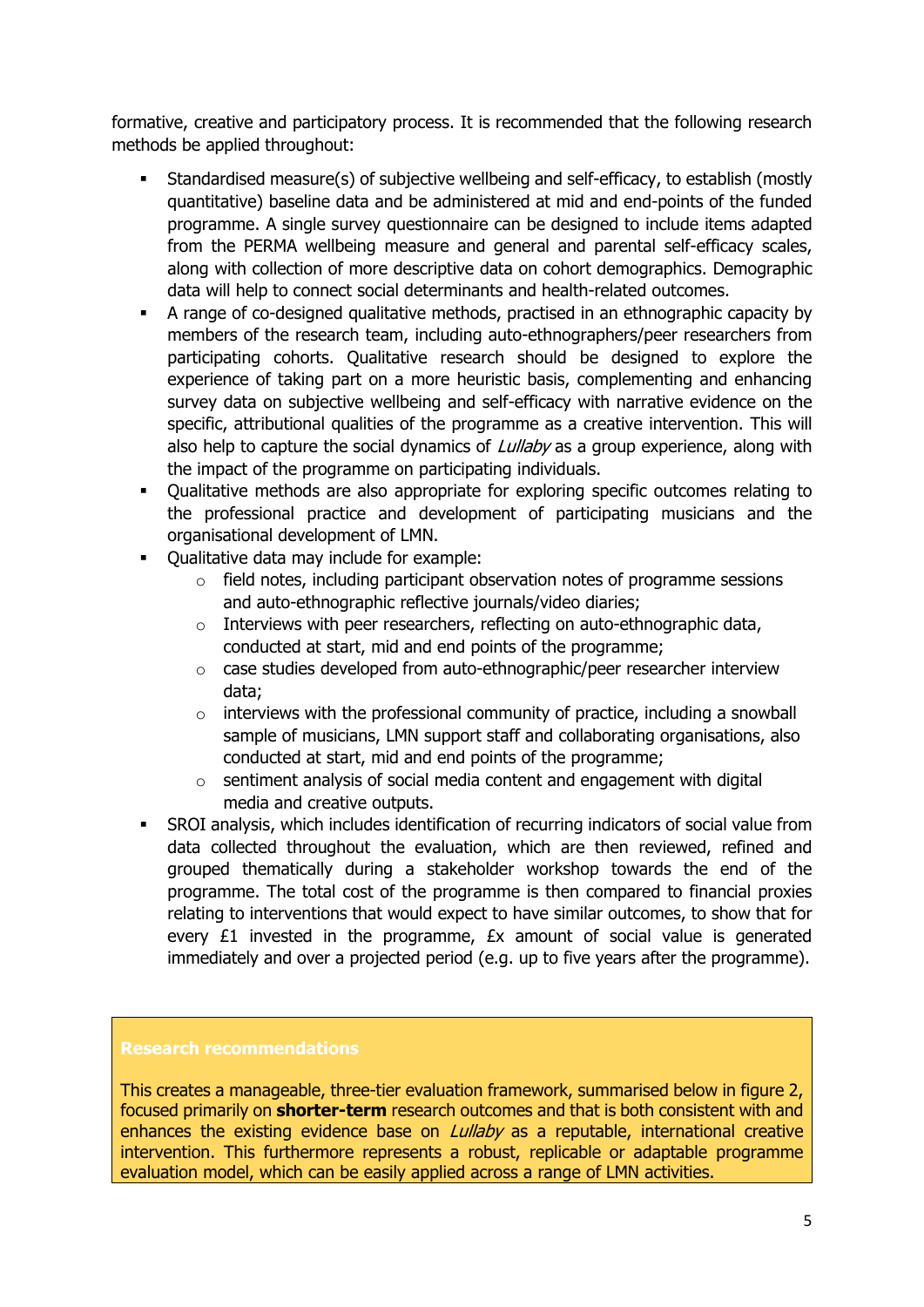formative, creative and participatory process. It is recommended that the following research methods be applied throughout:

- Standardised measure(s) of subjective wellbeing and self-efficacy, to establish (mostly quantitative) baseline data and be administered at mid and end-points of the funded programme. A single survey questionnaire can be designed to include items adapted from the PERMA wellbeing measure and general and parental self-efficacy scales, along with collection of more descriptive data on cohort demographics. Demographic data will help to connect social determinants and health-related outcomes.
- A range of co-designed qualitative methods, practised in an ethnographic capacity by members of the research team, including auto-ethnographers/peer researchers from participating cohorts. Qualitative research should be designed to explore the experience of taking part on a more heuristic basis, complementing and enhancing survey data on subjective wellbeing and self-efficacy with narrative evidence on the specific, attributional qualities of the programme as a creative intervention. This will also help to capture the social dynamics of *Lullaby* as a group experience, along with the impact of the programme on participating individuals.
- Qualitative methods are also appropriate for exploring specific outcomes relating to the professional practice and development of participating musicians and the organisational development of LMN.
- Qualitative data may include for example:
  - field notes, including participant observation notes of programme sessions and auto-ethnographic reflective journals/video diaries;
  - Interviews with peer researchers, reflecting on auto-ethnographic data, conducted at start, mid and end points of the programme;
  - case studies developed from auto-ethnographic/peer researcher interview data;
  - interviews with the professional community of practice, including a snowball sample of musicians, LMN support staff and collaborating organisations, also conducted at start, mid and end points of the programme;
  - sentiment analysis of social media content and engagement with digital media and creative outputs.
- SROI analysis, which includes identification of recurring indicators of social value from data collected throughout the evaluation, which are then reviewed, refined and grouped thematically during a stakeholder workshop towards the end of the programme. The total cost of the programme is then compared to financial proxies relating to interventions that would expect to have similar outcomes, to show that for every £1 invested in the programme, £x amount of social value is generated immediately and over a projected period (e.g. up to five years after the programme).

**Research recommendations**

This creates a manageable, three-tier evaluation framework, summarised below in figure 2, focused primarily on **shorter-term** research outcomes and that is both consistent with and enhances the existing evidence base on *Lullaby* as a reputable, international creative intervention. This furthermore represents a robust, replicable or adaptable programme evaluation model, which can be easily applied across a range of LMN activities.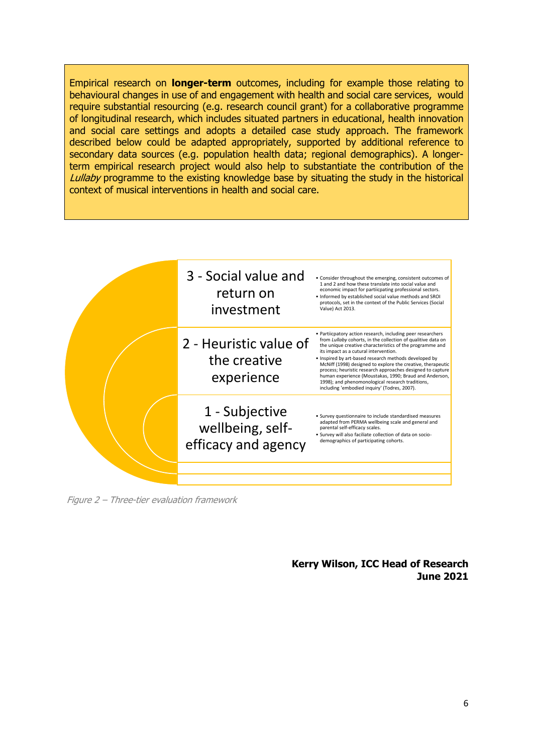Empirical research on **longer-term** outcomes, including for example those relating to behavioural changes in use of and engagement with health and social care services, would require substantial resourcing (e.g. research council grant) for a collaborative programme of longitudinal research, which includes situated partners in educational, health innovation and social care settings and adopts a detailed case study approach. The framework described below could be adapted appropriately, supported by additional reference to secondary data sources (e.g. population health data; regional demographics). A longer-term empirical research project would also help to substantiate the contribution of the *Lullaby* programme to the existing knowledge base by situating the study in the historical context of musical interventions in health and social care.

3 - Social value and return on investment

- Consider throughout the emerging, consistent outcomes of 1 and 2 and how these translate into social value and economic impact for partiicpating professional sectors.
- Informed by established social value methods and SROI protocols, set in the context of the Public Services (Social Value) Act 2013.

2 - Heuristic value of the creative experience

- Partiicpatory action research, including peer researchers from *Lullaby* cohorts, in the collection of qualitive data on the unique creative characteristics of the programme and its impact as a cutural intervention.
- Inspired by art-based research methods developed by McNiff (1998) designed to explore the creative, therapeutic process; heuristic research approaches designed to capture human experience (Moustakas, 1990; Braud and Anderson, 1998); and phenomonological research traditions, including 'embodied inquiry' (Todres, 2007).

1 - Subjective wellbeing, self-efficacy and agency

- Survey questionnaire to include standardised measures adapted from PERMA wellbeing scale and general and parental self-efficacy scales.
- Survey will also faciliate collection of data on socio-demographics of participating cohorts.

*Figure 2 – Three-tier evaluation framework*

**Kerry Wilson, ICC Head of Research**
**June 2021**